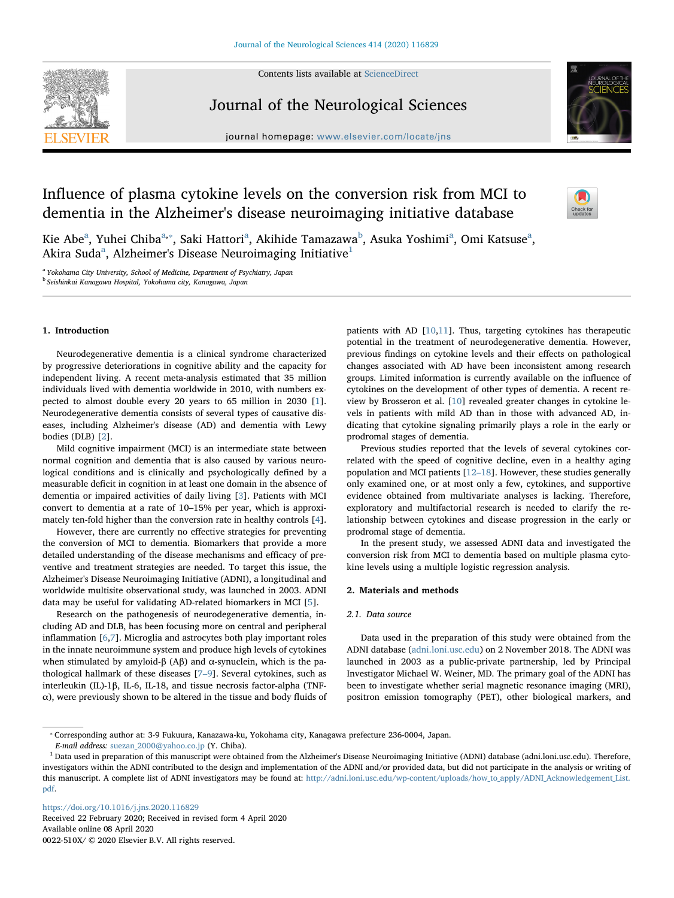# Influence of plasma cytokine levels on the conversion risk from MCI to dementia in the Alzheimer's disease neuroimaging initiative database

Kie Abe[a], Yuhei Chiba[a,*], Saki Hattori[a], Akihide Tamazawa[b], Asuka Yoshimi[a], Omi Katsuse[a], Akira Suda[a], Alzheimer's Disease Neuroimaging Initiative[1]

[a] Yokohama City University, School of Medicine, Department of Psychiatry, Japan

[b] Seishinkai Kanagawa Hospital, Yokohama city, Kanagawa, Japan

## 1. Introduction

Neurodegenerative dementia is a clinical syndrome characterized by progressive deteriorations in cognitive ability and the capacity for independent living. A recent meta-analysis estimated that 35 million individuals lived with dementia worldwide in 2010, with numbers expected to almost double every 20 years to 65 million in 2030 [1]. Neurodegenerative dementia consists of several types of causative diseases, including Alzheimer's disease (AD) and dementia with Lewy bodies (DLB) [2].

Mild cognitive impairment (MCI) is an intermediate state between normal cognition and dementia that is also caused by various neurological conditions and is clinically and psychologically defined by a measurable deficit in cognition in at least one domain in the absence of dementia or impaired activities of daily living [3]. Patients with MCI convert to dementia at a rate of 10–15% per year, which is approximately ten-fold higher than the conversion rate in healthy controls [4].

However, there are currently no effective strategies for preventing the conversion of MCI to dementia. Biomarkers that provide a more detailed understanding of the disease mechanisms and efficacy of preventive and treatment strategies are needed. To target this issue, the Alzheimer's Disease Neuroimaging Initiative (ADNI), a longitudinal and worldwide multisite observational study, was launched in 2003. ADNI data may be useful for validating AD-related biomarkers in MCI [5].

Research on the pathogenesis of neurodegenerative dementia, including AD and DLB, has been focusing more on central and peripheral inflammation [6,7]. Microglia and astrocytes both play important roles in the innate neuroimmune system and produce high levels of cytokines when stimulated by amyloid-β (Aβ) and α-synuclein, which is the pathological hallmark of these diseases [7–9]. Several cytokines, such as interleukin (IL)-1β, IL-6, IL-18, and tissue necrosis factor-alpha (TNF-α), were previously shown to be altered in the tissue and body fluids of patients with AD [10,11]. Thus, targeting cytokines has therapeutic potential in the treatment of neurodegenerative dementia. However, previous findings on cytokine levels and their effects on pathological changes associated with AD have been inconsistent among research groups. Limited information is currently available on the influence of cytokines on the development of other types of dementia. A recent review by Brosseron et al. [10] revealed greater changes in cytokine levels in patients with mild AD than in those with advanced AD, indicating that cytokine signaling primarily plays a role in the early or prodromal stages of dementia.

Previous studies reported that the levels of several cytokines correlated with the speed of cognitive decline, even in a healthy aging population and MCI patients [12–18]. However, these studies generally only examined one, or at most only a few, cytokines, and supportive evidence obtained from multivariate analyses is lacking. Therefore, exploratory and multifactorial research is needed to clarify the relationship between cytokines and disease progression in the early or prodromal stage of dementia.

In the present study, we assessed ADNI data and investigated the conversion risk from MCI to dementia based on multiple plasma cytokine levels using a multiple logistic regression analysis.

## 2. Materials and methods

### 2.1. Data source

Data used in the preparation of this study were obtained from the ADNI database (adni.loni.usc.edu) on 2 November 2018. The ADNI was launched in 2003 as a public-private partnership, led by Principal Investigator Michael W. Weiner, MD. The primary goal of the ADNI has been to investigate whether serial magnetic resonance imaging (MRI), positron emission tomography (PET), other biological markers, and

---

* Corresponding author at: 3-9 Fukuura, Kanazawa-ku, Yokohama city, Kanagawa prefecture 236-0004, Japan.
*E-mail address:* suezan_2000@yahoo.co.jp (Y. Chiba).

[1] Data used in preparation of this manuscript were obtained from the Alzheimer's Disease Neuroimaging Initiative (ADNI) database (adni.loni.usc.edu). Therefore, investigators within the ADNI contributed to the design and implementation of the ADNI and/or provided data, but did not participate in the analysis or writing of this manuscript. A complete list of ADNI investigators may be found at: http://adni.loni.usc.edu/wp-content/uploads/how_to_apply/ADNI_Acknowledgement_List.pdf.

https://doi.org/10.1016/j.jns.2020.116829
Received 22 February 2020; Received in revised form 4 April 2020
Available online 08 April 2020
0022-510X/ © 2020 Elsevier B.V. All rights reserved.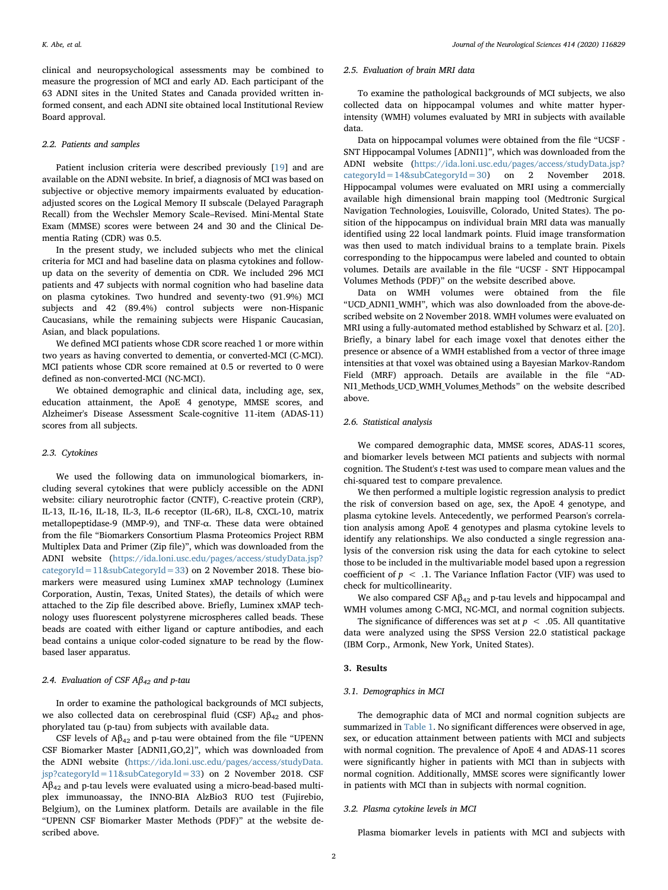clinical and neuropsychological assessments may be combined to measure the progression of MCI and early AD. Each participant of the 63 ADNI sites in the United States and Canada provided written informed consent, and each ADNI site obtained local Institutional Review Board approval.

### 2.2. Patients and samples

Patient inclusion criteria were described previously [19] and are available on the ADNI website. In brief, a diagnosis of MCI was based on subjective or objective memory impairments evaluated by education-adjusted scores on the Logical Memory II subscale (Delayed Paragraph Recall) from the Wechsler Memory Scale–Revised. Mini-Mental State Exam (MMSE) scores were between 24 and 30 and the Clinical Dementia Rating (CDR) was 0.5.

In the present study, we included subjects who met the clinical criteria for MCI and had baseline data on plasma cytokines and follow-up data on the severity of dementia on CDR. We included 296 MCI patients and 47 subjects with normal cognition who had baseline data on plasma cytokines. Two hundred and seventy-two (91.9%) MCI subjects and 42 (89.4%) control subjects were non-Hispanic Caucasians, while the remaining subjects were Hispanic Caucasian, Asian, and black populations.

We defined MCI patients whose CDR score reached 1 or more within two years as having converted to dementia, or converted-MCI (C-MCI). MCI patients whose CDR score remained at 0.5 or reverted to 0 were defined as non-converted-MCI (NC-MCI).

We obtained demographic and clinical data, including age, sex, education attainment, the ApoE 4 genotype, MMSE scores, and Alzheimer's Disease Assessment Scale-cognitive 11-item (ADAS-11) scores from all subjects.

### 2.3. Cytokines

We used the following data on immunological biomarkers, including several cytokines that were publicly accessible on the ADNI website: ciliary neurotrophic factor (CNTF), C-reactive protein (CRP), IL-13, IL-16, IL-18, IL-3, IL-6 receptor (IL-6R), IL-8, CXCL-10, matrix metallopeptidase-9 (MMP-9), and TNF-α. These data were obtained from the file "Biomarkers Consortium Plasma Proteomics Project RBM Multiplex Data and Primer (Zip file)", which was downloaded from the ADNI website (https://ida.loni.usc.edu/pages/access/studyData.jsp?categoryId=11&subCategoryId=33) on 2 November 2018. These biomarkers were measured using Luminex xMAP technology (Luminex Corporation, Austin, Texas, United States), the details of which were attached to the Zip file described above. Briefly, Luminex xMAP technology uses fluorescent polystyrene microspheres called beads. These beads are coated with either ligand or capture antibodies, and each bead contains a unique color-coded signature to be read by the flow-based laser apparatus.

### 2.4. Evaluation of CSF $A\beta_{42}$ and p-tau

In order to examine the pathological backgrounds of MCI subjects, we also collected data on cerebrospinal fluid (CSF) $A\beta_{42}$ and phosphorylated tau (p-tau) from subjects with available data.

CSF levels of $A\beta_{42}$ and p-tau were obtained from the file "UPENN CSF Biomarker Master [ADNI1,GO,2]", which was downloaded from the ADNI website (https://ida.loni.usc.edu/pages/access/studyData.jsp?categoryId=11&subCategoryId=33) on 2 November 2018. CSF $A\beta_{42}$ and p-tau levels were evaluated using a micro-bead-based multiplex immunoassay, the INNO-BIA AlzBio3 RUO test (Fujirebio, Belgium), on the Luminex platform. Details are available in the file "UPENN CSF Biomarker Master Methods (PDF)" at the website described above.

### 2.5. Evaluation of brain MRI data

To examine the pathological backgrounds of MCI subjects, we also collected data on hippocampal volumes and white matter hyperintensity (WMH) volumes evaluated by MRI in subjects with available data.

Data on hippocampal volumes were obtained from the file "UCSF - SNT Hippocampal Volumes [ADNI1]", which was downloaded from the ADNI website (https://ida.loni.usc.edu/pages/access/studyData.jsp?categoryId=14&subCategoryId=30) on 2 November 2018. Hippocampal volumes were evaluated on MRI using a commercially available high dimensional brain mapping tool (Medtronic Surgical Navigation Technologies, Louisville, Colorado, United States). The position of the hippocampus on individual brain MRI data was manually identified using 22 local landmark points. Fluid image transformation was then used to match individual brains to a template brain. Pixels corresponding to the hippocampus were labeled and counted to obtain volumes. Details are available in the file "UCSF - SNT Hippocampal Volumes Methods (PDF)" on the website described above.

Data on WMH volumes were obtained from the file "UCD_ADNI1_WMH", which was also downloaded from the above-described website on 2 November 2018. WMH volumes were evaluated on MRI using a fully-automated method established by Schwarz et al. [20]. Briefly, a binary label for each image voxel that denotes either the presence or absence of a WMH established from a vector of three image intensities at that voxel was obtained using a Bayesian Markov-Random Field (MRF) approach. Details are available in the file "ADNI1_Methods_UCD_WMH_Volumes_Methods" on the website described above.

### 2.6. Statistical analysis

We compared demographic data, MMSE scores, ADAS-11 scores, and biomarker levels between MCI patients and subjects with normal cognition. The Student's *t*-test was used to compare mean values and the chi-squared test to compare prevalence.

We then performed a multiple logistic regression analysis to predict the risk of conversion based on age, sex, the ApoE 4 genotype, and plasma cytokine levels. Antecedently, we performed Pearson's correlation analysis among ApoE 4 genotypes and plasma cytokine levels to identify any relationships. We also conducted a single regression analysis of the conversion risk using the data for each cytokine to select those to be included in the multivariable model based upon a regression coefficient of $p < .1$. The Variance Inflation Factor (VIF) was used to check for multicollinearity.

We also compared CSF $A\beta_{42}$ and p-tau levels and hippocampal and WMH volumes among C-MCI, NC-MCI, and normal cognition subjects.

The significance of differences was set at $p < .05$. All quantitative data were analyzed using the SPSS Version 22.0 statistical package (IBM Corp., Armonk, New York, United States).

## 3. Results

### 3.1. Demographics in MCI

The demographic data of MCI and normal cognition subjects are summarized in Table 1. No significant differences were observed in age, sex, or education attainment between patients with MCI and subjects with normal cognition. The prevalence of ApoE 4 and ADAS-11 scores were significantly higher in patients with MCI than in subjects with normal cognition. Additionally, MMSE scores were significantly lower in patients with MCI than in subjects with normal cognition.

### 3.2. Plasma cytokine levels in MCI

Plasma biomarker levels in patients with MCI and subjects with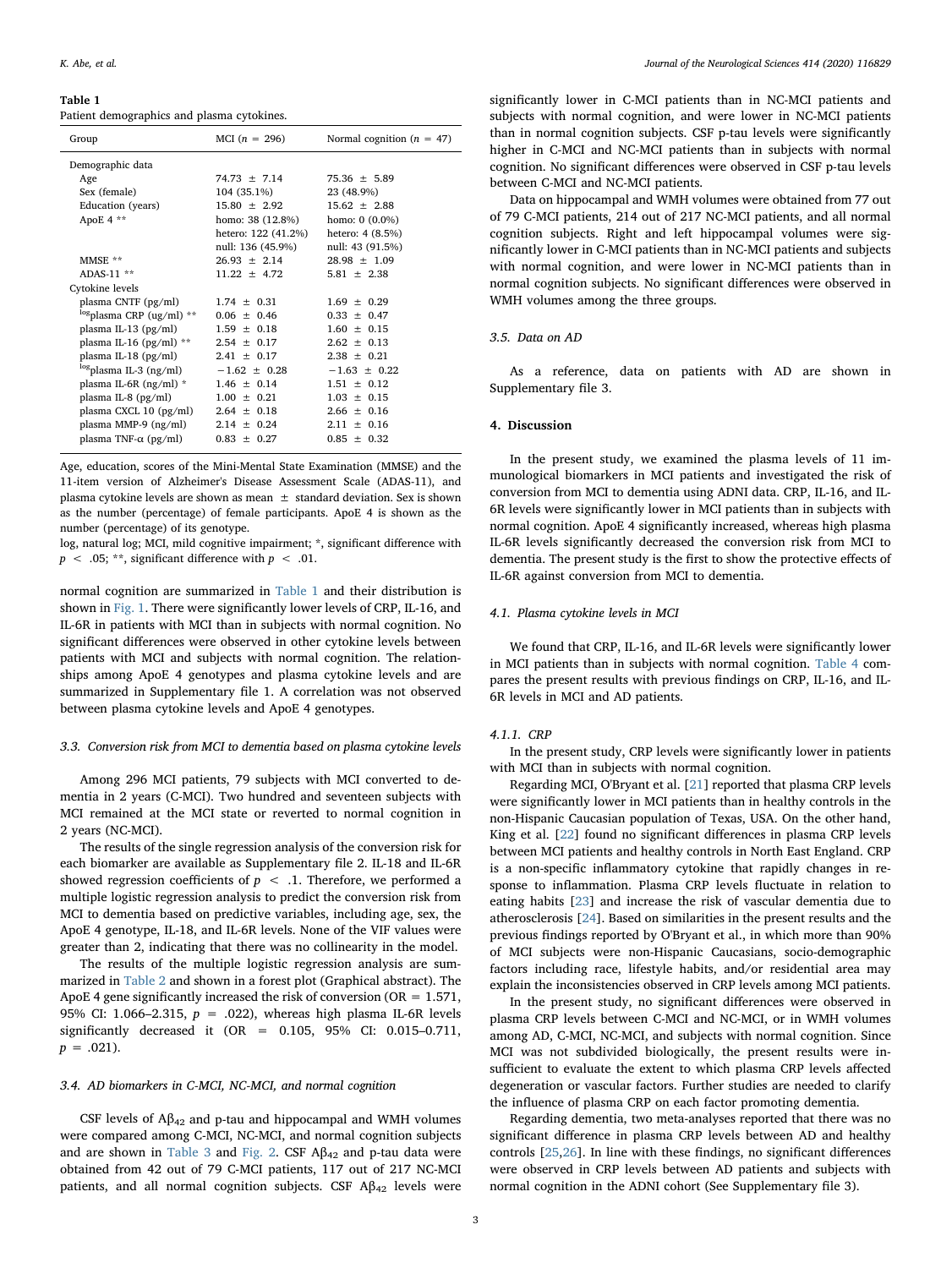**Table 1**
Patient demographics and plasma cytokines.

| Group | MCI ($n$ = 296) | Normal cognition ($n$ = 47) |
|---|---|---|
| Demographic data | | |
| Age | 74.73 ± 7.14 | 75.36 ± 5.89 |
| Sex (female) | 104 (35.1%) | 23 (48.9%) |
| Education (years) | 15.80 ± 2.92 | 15.62 ± 2.88 |
| ApoE 4 ** | homo: 38 (12.8%) | homo: 0 (0.0%) |
| | hetero: 122 (41.2%) | hetero: 4 (8.5%) |
| | null: 136 (45.9%) | null: 43 (91.5%) |
| MMSE ** | 26.93 ± 2.14 | 28.98 ± 1.09 |
| ADAS-11 ** | 11.22 ± 4.72 | 5.81 ± 2.38 |
| Cytokine levels | | |
| plasma CNTF (pg/ml) | 1.74 ± 0.31 | 1.69 ± 0.29 |
| $^{log}$plasma CRP (ug/ml) ** | 0.06 ± 0.46 | 0.33 ± 0.47 |
| plasma IL-13 (pg/ml) | 1.59 ± 0.18 | 1.60 ± 0.15 |
| plasma IL-16 (pg/ml) ** | 2.54 ± 0.17 | 2.62 ± 0.13 |
| plasma IL-18 (pg/ml) | 2.41 ± 0.17 | 2.38 ± 0.21 |
| $^{log}$plasma IL-3 (ng/ml) | −1.62 ± 0.28 | −1.63 ± 0.22 |
| plasma IL-6R (ng/ml) * | 1.46 ± 0.14 | 1.51 ± 0.12 |
| plasma IL-8 (pg/ml) | 1.00 ± 0.21 | 1.03 ± 0.15 |
| plasma CXCL 10 (pg/ml) | 2.64 ± 0.18 | 2.66 ± 0.16 |
| plasma MMP-9 (ng/ml) | 2.14 ± 0.24 | 2.11 ± 0.16 |
| plasma TNF-α (pg/ml) | 0.83 ± 0.27 | 0.85 ± 0.32 |

Age, education, scores of the Mini-Mental State Examination (MMSE) and the 11-item version of Alzheimer's Disease Assessment Scale (ADAS-11), and plasma cytokine levels are shown as mean ± standard deviation. Sex is shown as the number (percentage) of female participants. ApoE 4 is shown as the number (percentage) of its genotype.

log, natural log; MCI, mild cognitive impairment; *, significant difference with $p < .05$; **, significant difference with $p < .01$.

normal cognition are summarized in Table 1 and their distribution is shown in Fig. 1. There were significantly lower levels of CRP, IL-16, and IL-6R in patients with MCI than in subjects with normal cognition. No significant differences were observed in other cytokine levels between patients with MCI and subjects with normal cognition. The relationships among ApoE 4 genotypes and plasma cytokine levels and are summarized in Supplementary file 1. A correlation was not observed between plasma cytokine levels and ApoE 4 genotypes.

### 3.3. Conversion risk from MCI to dementia based on plasma cytokine levels

Among 296 MCI patients, 79 subjects with MCI converted to dementia in 2 years (C-MCI). Two hundred and seventeen subjects with MCI remained at the MCI state or reverted to normal cognition in 2 years (NC-MCI).

The results of the single regression analysis of the conversion risk for each biomarker are available as Supplementary file 2. IL-18 and IL-6R showed regression coefficients of $p < .1$. Therefore, we performed a multiple logistic regression analysis to predict the conversion risk from MCI to dementia based on predictive variables, including age, sex, the ApoE 4 genotype, IL-18, and IL-6R levels. None of the VIF values were greater than 2, indicating that there was no collinearity in the model.

The results of the multiple logistic regression analysis are summarized in Table 2 and shown in a forest plot (Graphical abstract). The ApoE 4 gene significantly increased the risk of conversion (OR = 1.571, 95% CI: 1.066–2.315, $p$ = .022), whereas high plasma IL-6R levels significantly decreased it (OR = 0.105, 95% CI: 0.015–0.711, $p$ = .021).

### 3.4. AD biomarkers in C-MCI, NC-MCI, and normal cognition

CSF levels of $A\beta_{42}$ and p-tau and hippocampal and WMH volumes were compared among C-MCI, NC-MCI, and normal cognition subjects and are shown in Table 3 and Fig. 2. CSF $A\beta_{42}$ and p-tau data were obtained from 42 out of 79 C-MCI patients, 117 out of 217 NC-MCI patients, and all normal cognition subjects. CSF $A\beta_{42}$ levels were significantly lower in C-MCI patients than in NC-MCI patients and subjects with normal cognition, and were lower in NC-MCI patients than in normal cognition subjects. CSF p-tau levels were significantly higher in C-MCI and NC-MCI patients than in subjects with normal cognition. No significant differences were observed in CSF p-tau levels between C-MCI and NC-MCI patients.

Data on hippocampal and WMH volumes were obtained from 77 out of 79 C-MCI patients, 214 out of 217 NC-MCI patients, and all normal cognition subjects. Right and left hippocampal volumes were significantly lower in C-MCI patients than in NC-MCI patients and subjects with normal cognition, and were lower in NC-MCI patients than in normal cognition subjects. No significant differences were observed in WMH volumes among the three groups.

### 3.5. Data on AD

As a reference, data on patients with AD are shown in Supplementary file 3.

## 4. Discussion

In the present study, we examined the plasma levels of 11 immunological biomarkers in MCI patients and investigated the risk of conversion from MCI to dementia using ADNI data. CRP, IL-16, and IL-6R levels were significantly lower in MCI patients than in subjects with normal cognition. ApoE 4 significantly increased, whereas high plasma IL-6R levels significantly decreased the conversion risk from MCI to dementia. The present study is the first to show the protective effects of IL-6R against conversion from MCI to dementia.

### 4.1. Plasma cytokine levels in MCI

We found that CRP, IL-16, and IL-6R levels were significantly lower in MCI patients than in subjects with normal cognition. Table 4 compares the present results with previous findings on CRP, IL-16, and IL-6R levels in MCI and AD patients.

#### 4.1.1. CRP

In the present study, CRP levels were significantly lower in patients with MCI than in subjects with normal cognition.

Regarding MCI, O'Bryant et al. [21] reported that plasma CRP levels were significantly lower in MCI patients than in healthy controls in the non-Hispanic Caucasian population of Texas, USA. On the other hand, King et al. [22] found no significant differences in plasma CRP levels between MCI patients and healthy controls in North East England. CRP is a non-specific inflammatory cytokine that rapidly changes in response to inflammation. Plasma CRP levels fluctuate in relation to eating habits [23] and increase the risk of vascular dementia due to atherosclerosis [24]. Based on similarities in the present results and the previous findings reported by O'Bryant et al., in which more than 90% of MCI subjects were non-Hispanic Caucasians, socio-demographic factors including race, lifestyle habits, and/or residential area may explain the inconsistencies observed in CRP levels among MCI patients.

In the present study, no significant differences were observed in plasma CRP levels between C-MCI and NC-MCI, or in WMH volumes among AD, C-MCI, NC-MCI, and subjects with normal cognition. Since MCI was not subdivided biologically, the present results were insufficient to evaluate the extent to which plasma CRP levels affected degeneration or vascular factors. Further studies are needed to clarify the influence of plasma CRP on each factor promoting dementia.

Regarding dementia, two meta-analyses reported that there was no significant difference in plasma CRP levels between AD and healthy controls [25,26]. In line with these findings, no significant differences were observed in CRP levels between AD patients and subjects with normal cognition in the ADNI cohort (See Supplementary file 3).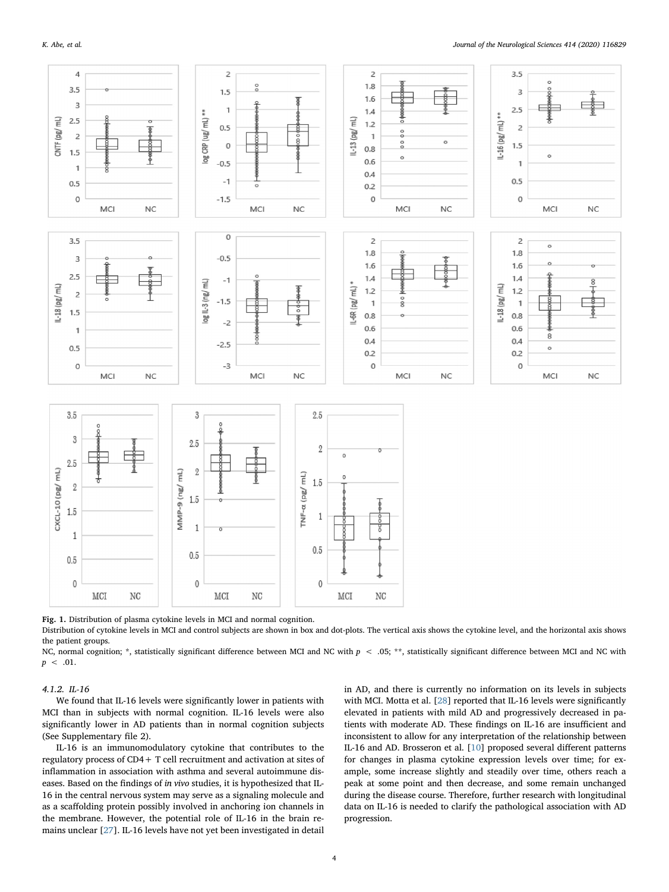**Fig. 1.** Distribution of plasma cytokine levels in MCI and normal cognition.

Distribution of cytokine levels in MCI and control subjects are shown in box and dot-plots. The vertical axis shows the cytokine level, and the horizontal axis shows the patient groups.

NC, normal cognition; *, statistically significant difference between MCI and NC with $p < .05$; **, statistically significant difference between MCI and NC with $p < .01$.

#### 4.1.2. IL-16

We found that IL-16 levels were significantly lower in patients with MCI than in subjects with normal cognition. IL-16 levels were also significantly lower in AD patients than in normal cognition subjects (See Supplementary file 2).

IL-16 is an immunomodulatory cytokine that contributes to the regulatory process of CD4+ T cell recruitment and activation at sites of inflammation in association with asthma and several autoimmune diseases. Based on the findings of *in vivo* studies, it is hypothesized that IL-16 in the central nervous system may serve as a signaling molecule and as a scaffolding protein possibly involved in anchoring ion channels in the membrane. However, the potential role of IL-16 in the brain remains unclear [27]. IL-16 levels have not yet been investigated in detail in AD, and there is currently no information on its levels in subjects with MCI. Motta et al. [28] reported that IL-16 levels were significantly elevated in patients with mild AD and progressively decreased in patients with moderate AD. These findings on IL-16 are insufficient and inconsistent to allow for any interpretation of the relationship between IL-16 and AD. Brosseron et al. [10] proposed several different patterns for changes in plasma cytokine expression levels over time; for example, some increase slightly and steadily over time, others reach a peak at some point and then decrease, and some remain unchanged during the disease course. Therefore, further research with longitudinal data on IL-16 is needed to clarify the pathological association with AD progression.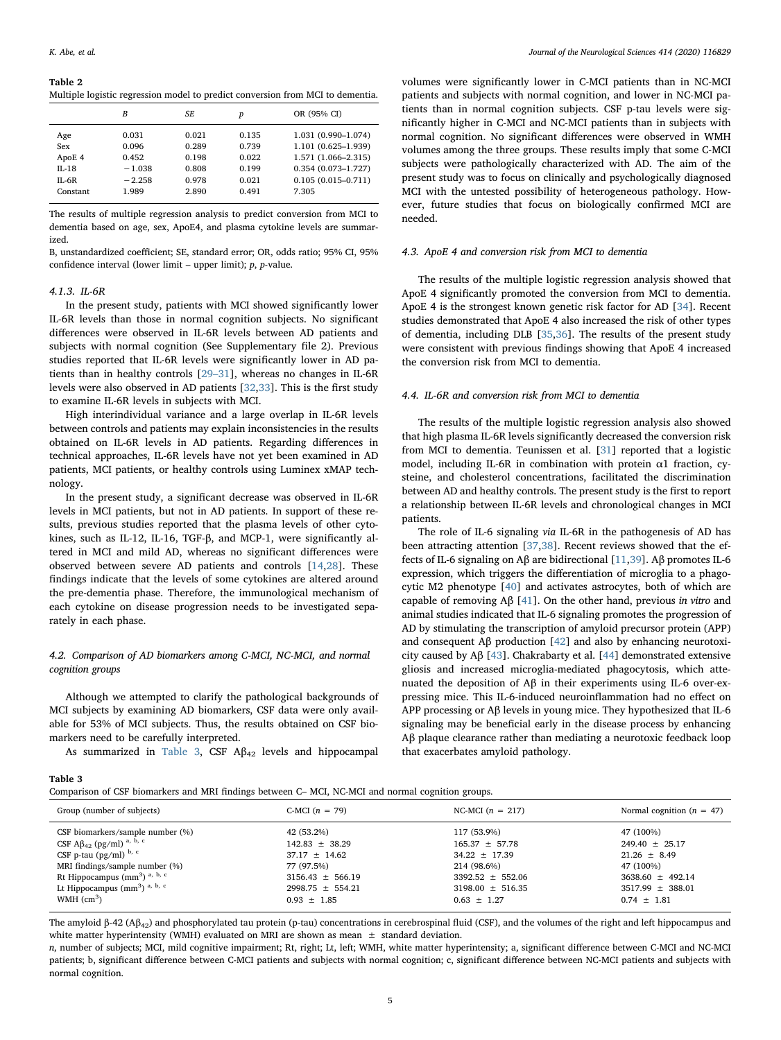**Table 2**
Multiple logistic regression model to predict conversion from MCI to dementia.

| | B | SE | p | OR (95% CI) |
|---|---|---|---|---|
| Age | 0.031 | 0.021 | 0.135 | 1.031 (0.990–1.074) |
| Sex | 0.096 | 0.289 | 0.739 | 1.101 (0.625–1.939) |
| ApoE 4 | 0.452 | 0.198 | 0.022 | 1.571 (1.066–2.315) |
| IL-18 | −1.038 | 0.808 | 0.199 | 0.354 (0.073–1.727) |
| IL-6R | −2.258 | 0.978 | 0.021 | 0.105 (0.015–0.711) |
| Constant | 1.989 | 2.890 | 0.491 | 7.305 |

The results of multiple regression analysis to predict conversion from MCI to dementia based on age, sex, ApoE4, and plasma cytokine levels are summarized.

B, unstandardized coefficient; SE, standard error; OR, odds ratio; 95% CI, 95% confidence interval (lower limit – upper limit); *p*, *p*-value.

#### 4.1.3. IL-6R

In the present study, patients with MCI showed significantly lower IL-6R levels than those in normal cognition subjects. No significant differences were observed in IL-6R levels between AD patients and subjects with normal cognition (See Supplementary file 2). Previous studies reported that IL-6R levels were significantly lower in AD patients than in healthy controls [29–31], whereas no changes in IL-6R levels were also observed in AD patients [32,33]. This is the first study to examine IL-6R levels in subjects with MCI.

High interindividual variance and a large overlap in IL-6R levels between controls and patients may explain inconsistencies in the results obtained on IL-6R levels in AD patients. Regarding differences in technical approaches, IL-6R levels have not yet been examined in AD patients, MCI patients, or healthy controls using Luminex xMAP technology.

In the present study, a significant decrease was observed in IL-6R levels in MCI patients, but not in AD patients. In support of these results, previous studies reported that the plasma levels of other cytokines, such as IL-12, IL-16, TGF-β, and MCP-1, were significantly altered in MCI and mild AD, whereas no significant differences were observed between severe AD patients and controls [14,28]. These findings indicate that the levels of some cytokines are altered around the pre-dementia phase. Therefore, the immunological mechanism of each cytokine on disease progression needs to be investigated separately in each phase.

### 4.2. Comparison of AD biomarkers among C-MCI, NC-MCI, and normal cognition groups

Although we attempted to clarify the pathological backgrounds of MCI subjects by examining AD biomarkers, CSF data were only available for 53% of MCI subjects. Thus, the results obtained on CSF biomarkers need to be carefully interpreted.

As summarized in Table 3, CSF $A\beta_{42}$ levels and hippocampal volumes were significantly lower in C-MCI patients than in NC-MCI patients and subjects with normal cognition, and lower in NC-MCI patients than in normal cognition subjects. CSF p-tau levels were significantly higher in C-MCI and NC-MCI patients than in subjects with normal cognition. No significant differences were observed in WMH volumes among the three groups. These results imply that some C-MCI subjects were pathologically characterized with AD. The aim of the present study was to focus on clinically and psychologically diagnosed MCI with the untested possibility of heterogeneous pathology. However, future studies that focus on biologically confirmed MCI are needed.

### 4.3. ApoE 4 and conversion risk from MCI to dementia

The results of the multiple logistic regression analysis showed that ApoE 4 significantly promoted the conversion from MCI to dementia. ApoE 4 is the strongest known genetic risk factor for AD [34]. Recent studies demonstrated that ApoE 4 also increased the risk of other types of dementia, including DLB [35,36]. The results of the present study were consistent with previous findings showing that ApoE 4 increased the conversion risk from MCI to dementia.

### 4.4. IL-6R and conversion risk from MCI to dementia

The results of the multiple logistic regression analysis also showed that high plasma IL-6R levels significantly decreased the conversion risk from MCI to dementia. Teunissen et al. [31] reported that a logistic model, including IL-6R in combination with protein α1 fraction, cysteine, and cholesterol concentrations, facilitated the discrimination between AD and healthy controls. The present study is the first to report a relationship between IL-6R levels and chronological changes in MCI patients.

The role of IL-6 signaling *via* IL-6R in the pathogenesis of AD has been attracting attention [37,38]. Recent reviews showed that the effects of IL-6 signaling on Aβ are bidirectional [11,39]. Aβ promotes IL-6 expression, which triggers the differentiation of microglia to a phagocytic M2 phenotype [40] and activates astrocytes, both of which are capable of removing Aβ [41]. On the other hand, previous *in vitro* and animal studies indicated that IL-6 signaling promotes the progression of AD by stimulating the transcription of amyloid precursor protein (APP) and consequent Aβ production [42] and also by enhancing neurotoxicity caused by Aβ [43]. Chakrabarty et al. [44] demonstrated extensive gliosis and increased microglia-mediated phagocytosis, which attenuated the deposition of Aβ in their experiments using IL-6 over-expressing mice. This IL-6-induced neuroinflammation had no effect on APP processing or Aβ levels in young mice. They hypothesized that IL-6 signaling may be beneficial early in the disease process by enhancing Aβ plaque clearance rather than mediating a neurotoxic feedback loop that exacerbates amyloid pathology.

**Table 3**
Comparison of CSF biomarkers and MRI findings between C– MCI, NC-MCI and normal cognition groups.

| Group (number of subjects) | C-MCI ($n$ = 79) | NC-MCI ($n$ = 217) | Normal cognition ($n$ = 47) |
|---|---|---|---|
| CSF biomarkers/sample number (%) | 42 (53.2%) | 117 (53.9%) | 47 (100%) |
| CSF $A\beta_{42}$ (pg/ml) [a, b, c] | 142.83 ± 38.29 | 165.37 ± 57.78 | 249.40 ± 25.17 |
| CSF p-tau (pg/ml) [b, c] | 37.17 ± 14.62 | 34.22 ± 17.39 | 21.26 ± 8.49 |
| MRI findings/sample number (%) | 77 (97.5%) | 214 (98.6%) | 47 (100%) |
| Rt Hippocampus ($mm^3$) [a, b, c] | 3156.43 ± 566.19 | 3392.52 ± 552.06 | 3638.60 ± 492.14 |
| Lt Hippocampus ($mm^3$) [a, b, c] | 2998.75 ± 554.21 | 3198.00 ± 516.35 | 3517.99 ± 388.01 |
| WMH ($cm^3$) | 0.93 ± 1.85 | 0.63 ± 1.27 | 0.74 ± 1.81 |

The amyloid β-42 ($A\beta_{42}$) and phosphorylated tau protein (p-tau) concentrations in cerebrospinal fluid (CSF), and the volumes of the right and left hippocampus and white matter hyperintensity (WMH) evaluated on MRI are shown as mean ± standard deviation.

*n*, number of subjects; MCI, mild cognitive impairment; Rt, right; Lt, left; WMH, white matter hyperintensity; a, significant difference between C-MCI and NC-MCI patients; b, significant difference between C-MCI patients and subjects with normal cognition; c, significant difference between NC-MCI patients and subjects with normal cognition.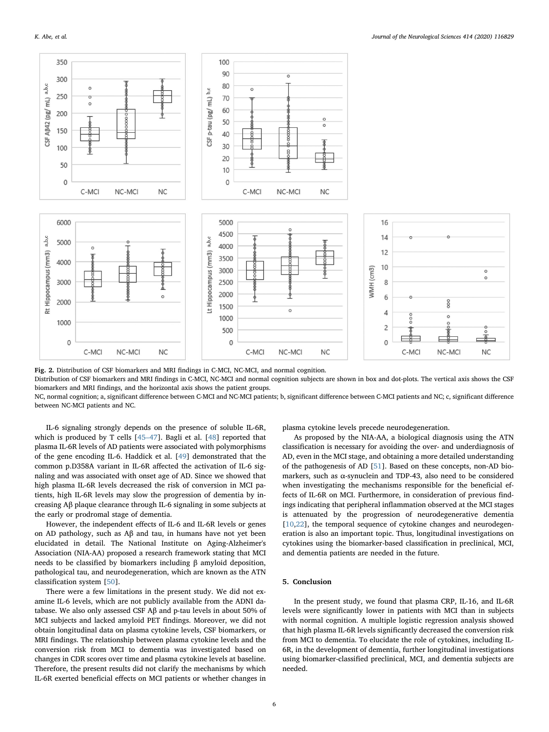**Fig. 2.** Distribution of CSF biomarkers and MRI findings in C-MCI, NC-MCI, and normal cognition.

Distribution of CSF biomarkers and MRI findings in C-MCI, NC-MCI and normal cognition subjects are shown in box and dot-plots. The vertical axis shows the CSF biomarkers and MRI findings, and the horizontal axis shows the patient groups.

NC, normal cognition; a, significant difference between C-MCI and NC-MCI patients; b, significant difference between C-MCI patients and NC; c, significant difference between NC-MCI patients and NC.

IL-6 signaling strongly depends on the presence of soluble IL-6R, which is produced by T cells [45–47]. Bagli et al. [48] reported that plasma IL-6R levels of AD patients were associated with polymorphisms of the gene encoding IL-6. Haddick et al. [49] demonstrated that the common p.D358A variant in IL-6R affected the activation of IL-6 signaling and was associated with onset age of AD. Since we showed that high plasma IL-6R levels decreased the risk of conversion in MCI patients, high IL-6R levels may slow the progression of dementia by increasing Aβ plaque clearance through IL-6 signaling in some subjects at the early or prodromal stage of dementia.

However, the independent effects of IL-6 and IL-6R levels or genes on AD pathology, such as Aβ and tau, in humans have not yet been elucidated in detail. The National Institute on Aging-Alzheimer's Association (NIA-AA) proposed a research framework stating that MCI needs to be classified by biomarkers including β amyloid deposition, pathological tau, and neurodegeneration, which are known as the ATN classification system [50].

There were a few limitations in the present study. We did not examine IL-6 levels, which are not publicly available from the ADNI database. We also only assessed CSF Aβ and p-tau levels in about 50% of MCI subjects and lacked amyloid PET findings. Moreover, we did not obtain longitudinal data on plasma cytokine levels, CSF biomarkers, or MRI findings. The relationship between plasma cytokine levels and the conversion risk from MCI to dementia was investigated based on changes in CDR scores over time and plasma cytokine levels at baseline. Therefore, the present results did not clarify the mechanisms by which IL-6R exerted beneficial effects on MCI patients or whether changes in plasma cytokine levels precede neurodegeneration.

As proposed by the NIA-AA, a biological diagnosis using the ATN classification is necessary for avoiding the over- and underdiagnosis of AD, even in the MCI stage, and obtaining a more detailed understanding of the pathogenesis of AD [51]. Based on these concepts, non-AD biomarkers, such as α-synuclein and TDP-43, also need to be considered when investigating the mechanisms responsible for the beneficial effects of IL-6R on MCI. Furthermore, in consideration of previous findings indicating that peripheral inflammation observed at the MCI stages is attenuated by the progression of neurodegenerative dementia [10,22], the temporal sequence of cytokine changes and neurodegeneration is also an important topic. Thus, longitudinal investigations on cytokines using the biomarker-based classification in preclinical, MCI, and dementia patients are needed in the future.

## 5. Conclusion

In the present study, we found that plasma CRP, IL-16, and IL-6R levels were significantly lower in patients with MCI than in subjects with normal cognition. A multiple logistic regression analysis showed that high plasma IL-6R levels significantly decreased the conversion risk from MCI to dementia. To elucidate the role of cytokines, including IL-6R, in the development of dementia, further longitudinal investigations using biomarker-classified preclinical, MCI, and dementia subjects are needed.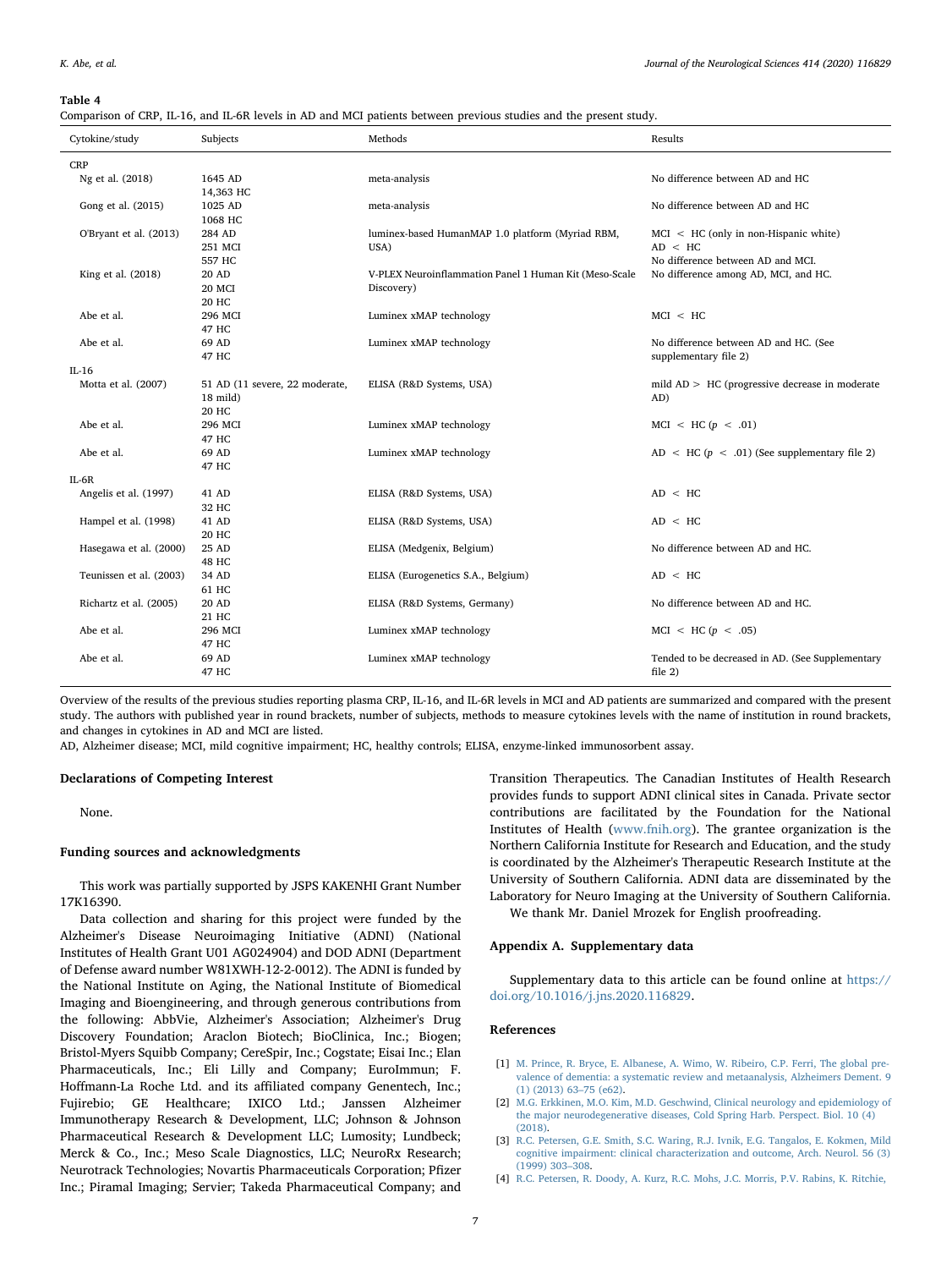**Table 4**

Comparison of CRP, IL-16, and IL-6R levels in AD and MCI patients between previous studies and the present study.

| Cytokine/study | Subjects | Methods | Results |
|---|---|---|---|
| CRP | | | |
| Ng et al. (2018) | 1645 AD<br>14,363 HC | meta-analysis | No difference between AD and HC |
| Gong et al. (2015) | 1025 AD<br>1068 HC | meta-analysis | No difference between AD and HC |
| O'Bryant et al. (2013) | 284 AD<br>251 MCI<br>557 HC | luminex-based HumanMAP 1.0 platform (Myriad RBM, USA) | MCI < HC (only in non-Hispanic white)<br>AD < HC<br>No difference between AD and MCI. |
| King et al. (2018) | 20 AD<br>20 MCI<br>20 HC | V-PLEX Neuroinflammation Panel 1 Human Kit (Meso-Scale Discovery) | No difference among AD, MCI, and HC. |
| Abe et al. | 296 MCI<br>47 HC | Luminex xMAP technology | MCI < HC |
| Abe et al. | 69 AD<br>47 HC | Luminex xMAP technology | No difference between AD and HC. (See supplementary file 2) |
| IL-16 | | | |
| Motta et al. (2007) | 51 AD (11 severe, 22 moderate, 18 mild)<br>20 HC | ELISA (R&D Systems, USA) | mild AD > HC (progressive decrease in moderate AD) |
| Abe et al. | 296 MCI<br>47 HC | Luminex xMAP technology | MCI < HC ($p < .01$) |
| Abe et al. | 69 AD<br>47 HC | Luminex xMAP technology | AD < HC ($p < .01$) (See supplementary file 2) |
| IL-6R | | | |
| Angelis et al. (1997) | 41 AD<br>32 HC | ELISA (R&D Systems, USA) | AD < HC |
| Hampel et al. (1998) | 41 AD<br>20 HC | ELISA (R&D Systems, USA) | AD < HC |
| Hasegawa et al. (2000) | 25 AD<br>48 HC | ELISA (Medgenix, Belgium) | No difference between AD and HC. |
| Teunissen et al. (2003) | 34 AD<br>61 HC | ELISA (Eurogenetics S.A., Belgium) | AD < HC |
| Richartz et al. (2005) | 20 AD<br>21 HC | ELISA (R&D Systems, Germany) | No difference between AD and HC. |
| Abe et al. | 296 MCI<br>47 HC | Luminex xMAP technology | MCI < HC ($p < .05$) |
| Abe et al. | 69 AD<br>47 HC | Luminex xMAP technology | Tended to be decreased in AD. (See Supplementary file 2) |

Overview of the results of the previous studies reporting plasma CRP, IL-16, and IL-6R levels in MCI and AD patients are summarized and compared with the present study. The authors with published year in round brackets, number of subjects, methods to measure cytokines levels with the name of institution in round brackets, and changes in cytokines in AD and MCI are listed.

AD, Alzheimer disease; MCI, mild cognitive impairment; HC, healthy controls; ELISA, enzyme-linked immunosorbent assay.

### Declarations of Competing Interest

None.

### Funding sources and acknowledgments

This work was partially supported by JSPS KAKENHI Grant Number 17K16390.

Data collection and sharing for this project were funded by the Alzheimer's Disease Neuroimaging Initiative (ADNI) (National Institutes of Health Grant U01 AG024904) and DOD ADNI (Department of Defense award number W81XWH-12-2-0012). The ADNI is funded by the National Institute on Aging, the National Institute of Biomedical Imaging and Bioengineering, and through generous contributions from the following: AbbVie, Alzheimer's Association; Alzheimer's Drug Discovery Foundation; Araclon Biotech; BioClinica, Inc.; Biogen; Bristol-Myers Squibb Company; CereSpir, Inc.; Cogstate; Eisai Inc.; Elan Pharmaceuticals, Inc.; Eli Lilly and Company; EuroImmun; F. Hoffmann-La Roche Ltd. and its affiliated company Genentech, Inc.; Fujirebio; GE Healthcare; IXICO Ltd.; Janssen Alzheimer Immunotherapy Research & Development, LLC; Johnson & Johnson Pharmaceutical Research & Development LLC; Lumosity; Lundbeck; Merck & Co., Inc.; Meso Scale Diagnostics, LLC; NeuroRx Research; Neurotrack Technologies; Novartis Pharmaceuticals Corporation; Pfizer Inc.; Piramal Imaging; Servier; Takeda Pharmaceutical Company; and Transition Therapeutics. The Canadian Institutes of Health Research provides funds to support ADNI clinical sites in Canada. Private sector contributions are facilitated by the Foundation for the National Institutes of Health (www.fnih.org). The grantee organization is the Northern California Institute for Research and Education, and the study is coordinated by the Alzheimer's Therapeutic Research Institute at the University of Southern California. ADNI data are disseminated by the Laboratory for Neuro Imaging at the University of Southern California.

We thank Mr. Daniel Mrozek for English proofreading.

### Appendix A. Supplementary data

Supplementary data to this article can be found online at https://doi.org/10.1016/j.jns.2020.116829.

### References

[1] M. Prince, R. Bryce, E. Albanese, A. Wimo, W. Ribeiro, C.P. Ferri, The global prevalence of dementia: a systematic review and metaanalysis, Alzheimers Dement. 9 (1) (2013) 63–75 (e62).

[2] M.G. Erkkinen, M.O. Kim, M.D. Geschwind, Clinical neurology and epidemiology of the major neurodegenerative diseases, Cold Spring Harb. Perspect. Biol. 10 (4) (2018).

[3] R.C. Petersen, G.E. Smith, S.C. Waring, R.J. Ivnik, E.G. Tangalos, E. Kokmen, Mild cognitive impairment: clinical characterization and outcome, Arch. Neurol. 56 (3) (1999) 303–308.

[4] R.C. Petersen, R. Doody, A. Kurz, R.C. Mohs, J.C. Morris, P.V. Rabins, K. Ritchie,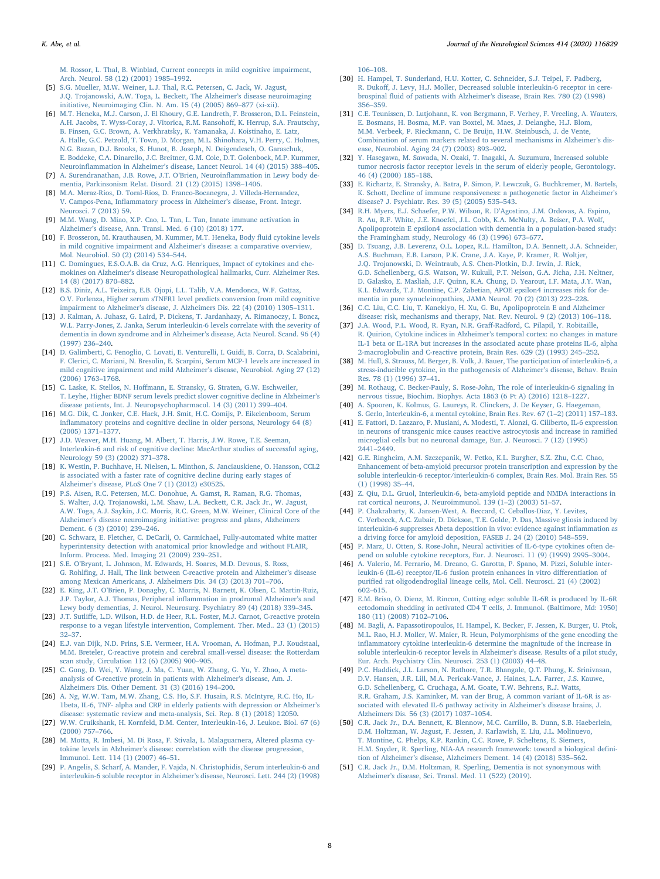M. Rossor, L. Thal, B. Winblad, Current concepts in mild cognitive impairment, Arch. Neurol. 58 (12) (2001) 1985–1992.

[5] S.G. Mueller, M.W. Weiner, L.J. Thal, R.C. Petersen, C. Jack, W. Jagust, J.Q. Trojanowski, A.W. Toga, L. Beckett, The Alzheimer's disease neuroimaging initiative, Neuroimaging Clin. N. Am. 15 (4) (2005) 869–877 (xi-xii).

[6] M.T. Heneka, M.J. Carson, J. El Khoury, G.E. Landreth, F. Brosseron, D.L. Feinstein, A.H. Jacobs, T. Wyss-Coray, J. Vitorica, R.M. Ransohoff, K. Herrup, S.A. Frautschy, B. Finsen, G.C. Brown, A. Verkhratsky, K. Yamanaka, J. Koistinaho, E. Latz, A. Halle, G.C. Petzold, T. Town, D. Morgan, M.L. Shinohara, V.H. Perry, C. Holmes, N.G. Bazan, D.J. Brooks, S. Hunot, B. Joseph, N. Deigendesch, O. Garaschuk, E. Boddeke, C.A. Dinarello, J.C. Breitner, G.M. Cole, D.T. Golenbock, M.P. Kummer, Neuroinflammation in Alzheimer's disease, Lancet Neurol. 14 (4) (2015) 388–405.

[7] A. Surendranathan, J.B. Rowe, J.T. O'Brien, Neuroinflammation in Lewy body dementia, Parkinsonism Relat. Disord. 21 (12) (2015) 1398–1406.

[8] M.A. Meraz-Rios, D. Toral-Rios, D. Franco-Bocanegra, J. Villeda-Hernandez, V. Campos-Pena, Inflammatory process in Alzheimer's disease, Front. Integr. Neurosci. 7 (2013) 59.

[9] M.M. Wang, D. Miao, X.P. Cao, L. Tan, L. Tan, Innate immune activation in Alzheimer's disease, Ann. Transl. Med. 6 (10) (2018) 177.

[10] F. Brosseron, M. Krauthausen, M. Kummer, M.T. Heneka, Body fluid cytokine levels in mild cognitive impairment and Alzheimer's disease: a comparative overview, Mol. Neurobiol. 50 (2) (2014) 534–544.

[11] C. Domingues, E.S.O.A.B. da Cruz, A.G. Henriques, Impact of cytokines and chemokines on Alzheimer's disease Neuropathological hallmarks, Curr. Alzheimer Res. 14 (8) (2017) 870–882.

[12] B.S. Diniz, A.L. Teixeira, E.B. Ojopi, L.L. Talib, V.A. Mendonca, W.F. Gattaz, O.V. Forlenza, Higher serum sTNFR1 level predicts conversion from mild cognitive impairment to Alzheimer's disease, J. Alzheimers Dis. 22 (4) (2010) 1305–1311.

[13] J. Kalman, A. Juhasz, G. Laird, P. Dickens, T. Jardanhazy, A. Rimanoczy, I. Boncz, W.L. Parry-Jones, Z. Janka, Serum interleukin-6 levels correlate with the severity of dementia in down syndrome and in Alzheimer's disease, Acta Neurol. Scand. 96 (4) (1997) 236–240.

[14] D. Galimberti, C. Fenoglio, C. Lovati, E. Venturelli, I. Guidi, B. Corra, D. Scalabrini, F. Clerici, C. Mariani, N. Bresolin, E. Scarpini, Serum MCP-1 levels are increased in mild cognitive impairment and mild Alzheimer's disease, Neurobiol. Aging 27 (12) (2006) 1763–1768.

[15] C. Laske, K. Stellos, N. Hoffmann, E. Stransky, G. Straten, G.W. Eschweiler, T. Leyhe, Higher BDNF serum levels predict slower cognitive decline in Alzheimer's disease patients, Int. J. Neuropsychopharmacol. 14 (3) (2011) 399–404.

[16] M.G. Dik, C. Jonker, C.E. Hack, J.H. Smit, H.C. Comijs, P. Eikelenboom, Serum inflammatory proteins and cognitive decline in older persons, Neurology 64 (8) (2005) 1371–1377.

[17] J.D. Weaver, M.H. Huang, M. Albert, T. Harris, J.W. Rowe, T.E. Seeman, Interleukin-6 and risk of cognitive decline: MacArthur studies of successful aging, Neurology 59 (3) (2002) 371–378.

[18] K. Westin, P. Buchhave, H. Nielsen, L. Minthon, S. Janciauskiene, O. Hansson, CCL2 is associated with a faster rate of cognitive decline during early stages of Alzheimer's disease, PLoS One 7 (1) (2012) e30525.

[19] P.S. Aisen, R.C. Petersen, M.C. Donohue, A. Gamst, R. Raman, R.G. Thomas, S. Walter, J.Q. Trojanowski, L.M. Shaw, L.A. Beckett, C.R. Jack Jr., W. Jagust, A.W. Toga, A.J. Saykin, J.C. Morris, R.C. Green, M.W. Weiner, Clinical Core of the Alzheimer's disease neuroimaging initiative: progress and plans, Alzheimers Dement. 6 (3) (2010) 239–246.

[20] C. Schwarz, E. Fletcher, C. DeCarli, O. Carmichael, Fully-automated white matter hyperintensity detection with anatomical prior knowledge and without FLAIR, Inform. Process. Med. Imaging 21 (2009) 239–251.

[21] S.E. O'Bryant, L. Johnson, M. Edwards, H. Soares, M.D. Devous, S. Ross, G. Rohlfing, J. Hall, The link between C-reactive protein and Alzheimer's disease among Mexican Americans, J. Alzheimers Dis. 34 (3) (2013) 701–706.

[22] E. King, J.T. O'Brien, P. Donaghy, C. Morris, N. Barnett, K. Olsen, C. Martin-Ruiz, J.P. Taylor, A.J. Thomas, Peripheral inflammation in prodromal Alzheimer's and Lewy body dementias, J. Neurol. Neurosurg. Psychiatry 89 (4) (2018) 339–345.

[23] J.T. Sutliffe, L.D. Wilson, H.D. de Heer, R.L. Foster, M.J. Carnot, C-reactive protein response to a vegan lifestyle intervention, Complement. Ther. Med.. 23 (1) (2015) 32–37.

[24] E.J. van Dijk, N.D. Prins, S.E. Vermeer, H.A. Vrooman, A. Hofman, P.J. Koudstaal, M.M. Breteler, C-reactive protein and cerebral small-vessel disease: the Rotterdam scan study, Circulation 112 (6) (2005) 900–905.

[25] C. Gong, D. Wei, Y. Wang, J. Ma, C. Yuan, W. Zhang, G. Yu, Y. Zhao, A meta-analysis of C-reactive protein in patients with Alzheimer's disease, Am. J. Alzheimers Dis. Other Dement. 31 (3) (2016) 194–200.

[26] A. Ng, W.W. Tam, M.W. Zhang, C.S. Ho, S.F. Husain, R.S. McIntyre, R.C. Ho, IL-1beta, IL-6, TNF- alpha and CRP in elderly patients with depression or Alzheimer's disease: systematic review and meta-analysis, Sci. Rep. 8 (1) (2018) 12050.

[27] W.W. Cruikshank, H. Kornfeld, D.M. Center, Interleukin-16, J. Leukoc. Biol. 67 (6) (2000) 757–766.

[28] M. Motta, R. Imbesi, M. Di Rosa, F. Stivala, L. Malaguarnera, Altered plasma cytokine levels in Alzheimer's disease: correlation with the disease progression, Immunol. Lett. 114 (1) (2007) 46–51.

[29] P. Angelis, S. Scharf, A. Mander, F. Vajda, N. Christophidis, Serum interleukin-6 and interleukin-6 soluble receptor in Alzheimer's disease, Neurosci. Lett. 244 (2) (1998) 106–108.

[30] H. Hampel, T. Sunderland, H.U. Kotter, C. Schneider, S.J. Teipel, F. Padberg, R. Dukoff, J. Levy, H.J. Moller, Decreased soluble interleukin-6 receptor in cerebrospinal fluid of patients with Alzheimer's disease, Brain Res. 780 (2) (1998) 356–359.

[31] C.E. Teunissen, D. Lutjohann, K. von Bergmann, F. Verhey, F. Vreeling, A. Wauters, E. Bosmans, H. Bosma, M.P. van Boxtel, M. Maes, J. Delanghe, H.J. Blom, M.M. Verbeek, P. Rieckmann, C. De Bruijn, H.W. Steinbusch, J. de Vente, Combination of serum markers related to several mechanisms in Alzheimer's disease, Neurobiol. Aging 24 (7) (2003) 893–902.

[32] Y. Hasegawa, M. Sawada, N. Ozaki, T. Inagaki, A. Suzumura, Increased soluble tumor necrosis factor receptor levels in the serum of elderly people, Gerontology. 46 (4) (2000) 185–188.

[33] E. Richartz, E. Stransky, A. Batra, P. Simon, P. Lewczuk, G. Buchkremer, M. Bartels, K. Schott, Decline of immune responsiveness: a pathogenetic factor in Alzheimer's disease? J. Psychiatr. Res. 39 (5) (2005) 535–543.

[34] R.H. Myers, E.J. Schaefer, P.W. Wilson, R. D'Agostino, J.M. Ordovas, A. Espino, R. Au, R.F. White, J.E. Knoefel, J.L. Cobb, K.A. McNulty, A. Beiser, P.A. Wolf, Apolipoprotein E epsilon4 association with dementia in a population-based study: the Framingham study, Neurology 46 (3) (1996) 673–677.

[35] D. Tsuang, J.B. Leverenz, O.L. Lopez, R.L. Hamilton, D.A. Bennett, J.A. Schneider, A.S. Buchman, E.B. Larson, P.K. Crane, J.A. Kaye, P. Kramer, R. Woltjer, J.Q. Trojanowski, D. Weintraub, A.S. Chen-Plotkin, D.J. Irwin, J. Rick, G.D. Schellenberg, G.S. Watson, W. Kukull, P.T. Nelson, G.A. Jicha, J.H. Neltner, D. Galasko, E. Masliah, J.F. Quinn, K.A. Chung, D. Yearout, I.F. Mata, J.Y. Wan, K.L. Edwards, T.J. Montine, C.P. Zabetian, APOE epsilon4 increases risk for dementia in pure synucleinopathies, JAMA Neurol. 70 (2) (2013) 223–228.

[36] C.C. Liu, C.C. Liu, T. Kanekiyo, H. Xu, G. Bu, Apolipoprotein E and Alzheimer disease: risk, mechanisms and therapy, Nat. Rev. Neurol. 9 (2) (2013) 106–118.

[37] J.A. Wood, P.L. Wood, R. Ryan, N.R. Graff-Radford, C. Pilapil, Y. Robitaille, R. Quirion, Cytokine indices in Alzheimer's temporal cortex: no changes in mature IL-1 beta or IL-1RA but increases in the associated acute phase proteins IL-6, alpha 2-macroglobulin and C-reactive protein, Brain Res. 629 (2) (1993) 245–252.

[38] M. Hull, S. Strauss, M. Berger, B. Volk, J. Bauer, The participation of interleukin-6, a stress-inducible cytokine, in the pathogenesis of Alzheimer's disease, Behav. Brain Res. 78 (1) (1996) 37–41.

[39] M. Rothaug, C. Becker-Pauly, S. Rose-John, The role of interleukin-6 signaling in nervous tissue, Biochim. Biophys. Acta 1863 (6 Pt A) (2016) 1218–1227.

[40] A. Spooren, K. Kolmus, G. Laureys, R. Clinckers, J. De Keyser, G. Haegeman, S. Gerlo, Interleukin-6, a mental cytokine, Brain Res. Rev. 67 (1–2) (2011) 157–183.

[41] E. Fattori, D. Lazzaro, P. Musiani, A. Modesti, T. Alonzi, G. Ciliberto, IL-6 expression in neurons of transgenic mice causes reactive astrocytosis and increase in ramified microglial cells but no neuronal damage, Eur. J. Neurosci. 7 (12) (1995) 2441–2449.

[42] G.E. Ringheim, A.M. Szczepanik, W. Petko, K.L. Burgher, S.Z. Zhu, C.C. Chao, Enhancement of beta-amyloid precursor protein transcription and expression by the soluble interleukin-6 receptor/interleukin-6 complex, Brain Res. Mol. Brain Res. 55 (1) (1998) 35–44.

[43] Z. Qiu, D.L. Gruol, Interleukin-6, beta-amyloid peptide and NMDA interactions in rat cortical neurons, J. Neuroimmunol. 139 (1–2) (2003) 51–57.

[44] P. Chakrabarty, K. Jansen-West, A. Beccard, C. Ceballos-Diaz, Y. Levites, C. Verbeeck, A.C. Zubair, D. Dickson, T.E. Golde, P. Das, Massive gliosis induced by interleukin-6 suppresses Abeta deposition in vivo: evidence against inflammation as a driving force for amyloid deposition, FASEB J. 24 (2) (2010) 548–559.

[45] P. Marz, U. Otten, S. Rose-John, Neural activities of IL-6-type cytokines often depend on soluble cytokine receptors, Eur. J. Neurosci. 11 (9) (1999) 2995–3004.

[46] A. Valerio, M. Ferrario, M. Dreano, G. Garotta, P. Spano, M. Pizzi, Soluble interleukin-6 (IL-6) receptor/IL-6 fusion protein enhances in vitro differentiation of purified rat oligodendroglial lineage cells, Mol. Cell. Neurosci. 21 (4) (2002) 602–615.

[47] E.M. Briso, O. Dienz, M. Rincon, Cutting edge: soluble IL-6R is produced by IL-6R ectodomain shedding in activated CD4 T cells, J. Immunol. (Baltimore, Md: 1950) 180 (11) (2008) 7102–7106.

[48] M. Bagli, A. Papassotiropoulos, H. Hampel, K. Becker, F. Jessen, K. Burger, U. Ptok, M.L. Rao, H.J. Moller, W. Maier, R. Heun, Polymorphisms of the gene encoding the inflammatory cytokine interleukin-6 determine the magnitude of the increase in soluble interleukin-6 receptor levels in Alzheimer's disease. Results of a pilot study, Eur. Arch. Psychiatry Clin. Neurosci. 253 (1) (2003) 44–48.

[49] P.C. Haddick, J.L. Larson, N. Rathore, T.R. Bhangale, Q.T. Phung, K. Srinivasan, D.V. Hansen, J.R. Lill, M.A. Pericak-Vance, J. Haines, L.A. Farrer, J.S. Kauwe, G.D. Schellenberg, C. Cruchaga, A.M. Goate, T.W. Behrens, R.J. Watts, R.R. Graham, J.S. Kaminker, M. van der Brug, A common variant of IL-6R is associated with elevated IL-6 pathway activity in Alzheimer's disease brains, J. Alzheimers Dis. 56 (3) (2017) 1037–1054.

[50] C.R. Jack Jr., D.A. Bennett, K. Blennow, M.C. Carrillo, B. Dunn, S.B. Haeberlein, D.M. Holtzman, W. Jagust, F. Jessen, J. Karlawish, E. Liu, J.L. Molinuevo, T. Montine, C. Phelps, K.P. Rankin, C.C. Rowe, P. Scheltens, E. Siemers, H.M. Snyder, R. Sperling, NIA-AA research framework: toward a biological definition of Alzheimer's disease, Alzheimers Dement. 14 (4) (2018) 535–562.

[51] C.R. Jack Jr., D.M. Holtzman, R. Sperling, Dementia is not synonymous with Alzheimer's disease, Sci. Transl. Med. 11 (522) (2019).